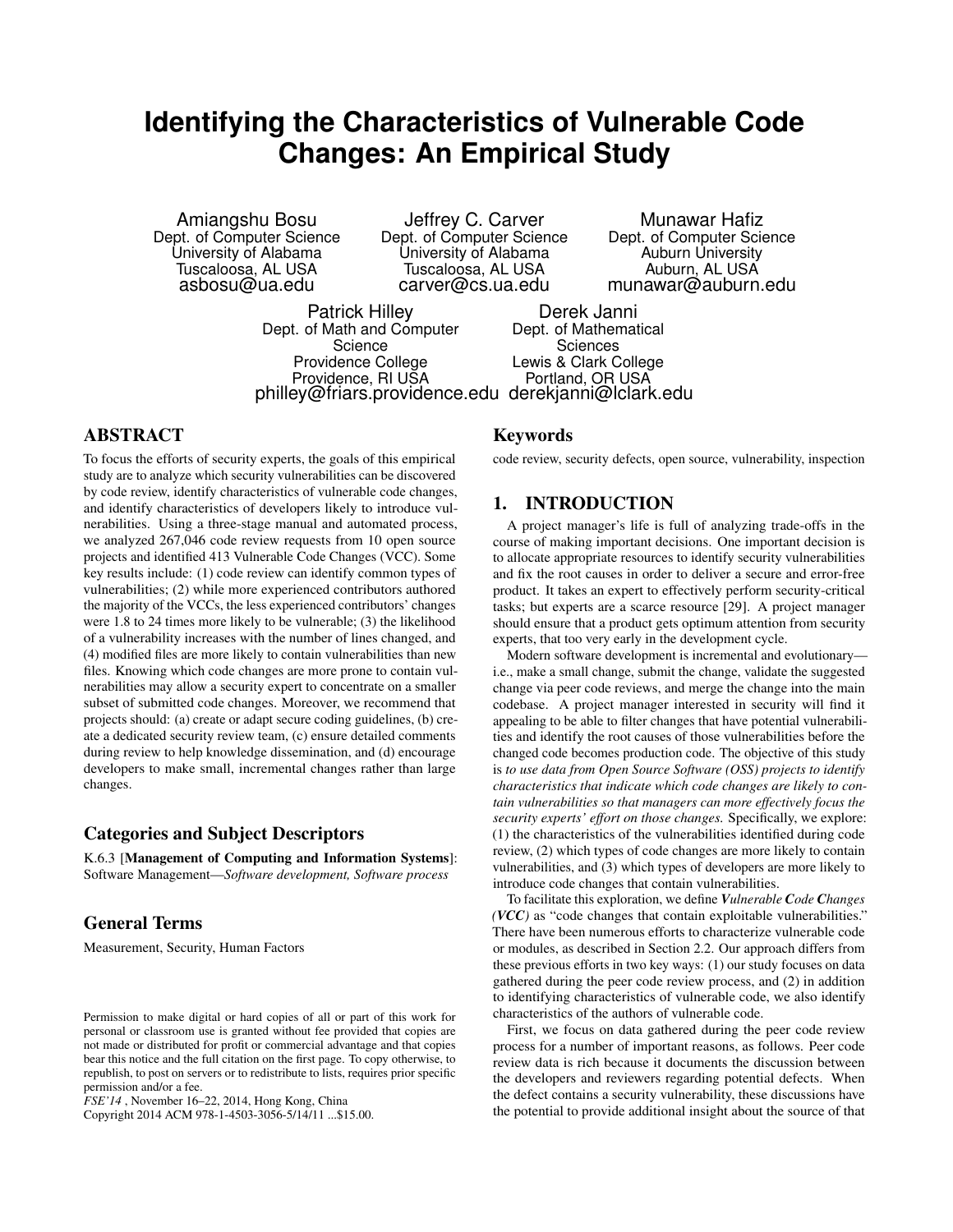# Identifying the Characteristics of Vulnerable Code Changes: An Empirical Study

Amiangshu Bosu
Dept. of Computer Science
University of Alabama
Tuscaloosa, AL USA
asbosu@ua.edu

Jeffrey C. Carver
Dept. of Computer Science
University of Alabama
Tuscaloosa, AL USA
carver@cs.ua.edu

Munawar Hafiz
Dept. of Computer Science
Auburn University
Auburn, AL USA
munawar@auburn.edu

Patrick Hilley
Dept. of Math and Computer Science
Providence College
Providence, RI USA
philley@friars.providence.edu

Derek Janni
Dept. of Mathematical Sciences
Lewis & Clark College
Portland, OR USA
derekjanni@lclark.edu

## ABSTRACT

To focus the efforts of security experts, the goals of this empirical study are to analyze which security vulnerabilities can be discovered by code review, identify characteristics of vulnerable code changes, and identify characteristics of developers likely to introduce vulnerabilities. Using a three-stage manual and automated process, we analyzed 267,046 code review requests from 10 open source projects and identified 413 Vulnerable Code Changes (VCC). Some key results include: (1) code review can identify common types of vulnerabilities; (2) while more experienced contributors authored the majority of the VCCs, the less experienced contributors' changes were 1.8 to 24 times more likely to be vulnerable; (3) the likelihood of a vulnerability increases with the number of lines changed, and (4) modified files are more likely to contain vulnerabilities than new files. Knowing which code changes are more prone to contain vulnerabilities may allow a security expert to concentrate on a smaller subset of submitted code changes. Moreover, we recommend that projects should: (a) create or adapt secure coding guidelines, (b) create a dedicated security review team, (c) ensure detailed comments during review to help knowledge dissemination, and (d) encourage developers to make small, incremental changes rather than large changes.

## Categories and Subject Descriptors

K.6.3 [**Management of Computing and Information Systems**]: Software Management—*Software development, Software process*

## General Terms

Measurement, Security, Human Factors

## Keywords

code review, security defects, open source, vulnerability, inspection

## 1. INTRODUCTION

A project manager's life is full of analyzing trade-offs in the course of making important decisions. One important decision is to allocate appropriate resources to identify security vulnerabilities and fix the root causes in order to deliver a secure and error-free product. It takes an expert to effectively perform security-critical tasks; but experts are a scarce resource [29]. A project manager should ensure that a product gets optimum attention from security experts, that too very early in the development cycle.

Modern software development is incremental and evolutionary—i.e., make a small change, submit the change, validate the suggested change via peer code reviews, and merge the change into the main codebase. A project manager interested in security will find it appealing to be able to filter changes that have potential vulnerabilities and identify the root causes of those vulnerabilities before the changed code becomes production code. The objective of this study is *to use data from Open Source Software (OSS) projects to identify characteristics that indicate which code changes are likely to contain vulnerabilities so that managers can more effectively focus the security experts' effort on those changes.* Specifically, we explore: (1) the characteristics of the vulnerabilities identified during code review, (2) which types of code changes are more likely to contain vulnerabilities, and (3) which types of developers are more likely to introduce code changes that contain vulnerabilities.

To facilitate this exploration, we define ***V**ulnerable **C**ode **C**hanges (VCC)* as "code changes that contain exploitable vulnerabilities." There have been numerous efforts to characterize vulnerable code or modules, as described in Section 2.2. Our approach differs from these previous efforts in two key ways: (1) our study focuses on data gathered during the peer code review process, and (2) in addition to identifying characteristics of vulnerable code, we also identify characteristics of the authors of vulnerable code.

First, we focus on data gathered during the peer code review process for a number of important reasons, as follows. Peer code review data is rich because it documents the discussion between the developers and reviewers regarding potential defects. When the defect contains a security vulnerability, these discussions have the potential to provide additional insight about the source of that

Permission to make digital or hard copies of all or part of this work for personal or classroom use is granted without fee provided that copies are not made or distributed for profit or commercial advantage and that copies bear this notice and the full citation on the first page. To copy otherwise, to republish, to post on servers or to redistribute to lists, requires prior specific permission and/or a fee.
*FSE'14* , November 16–22, 2014, Hong Kong, China
Copyright 2014 ACM 978-1-4503-3056-5/14/11 ...$15.00.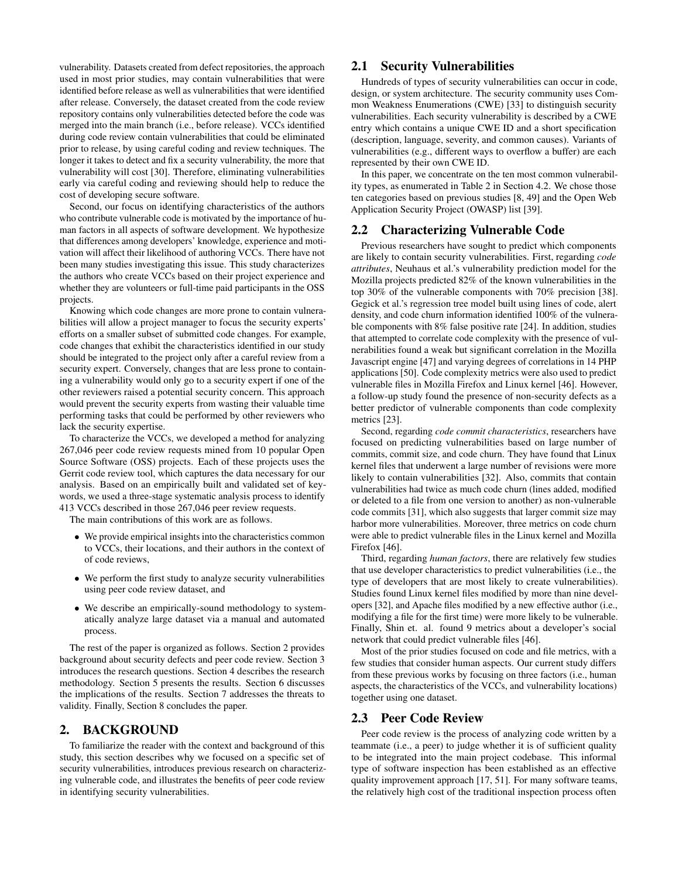vulnerability. Datasets created from defect repositories, the approach used in most prior studies, may contain vulnerabilities that were identified before release as well as vulnerabilities that were identified after release. Conversely, the dataset created from the code review repository contains only vulnerabilities detected before the code was merged into the main branch (i.e., before release). VCCs identified during code review contain vulnerabilities that could be eliminated prior to release, by using careful coding and review techniques. The longer it takes to detect and fix a security vulnerability, the more that vulnerability will cost [30]. Therefore, eliminating vulnerabilities early via careful coding and reviewing should help to reduce the cost of developing secure software.

Second, our focus on identifying characteristics of the authors who contribute vulnerable code is motivated by the importance of human factors in all aspects of software development. We hypothesize that differences among developers' knowledge, experience and motivation will affect their likelihood of authoring VCCs. There have not been many studies investigating this issue. This study characterizes the authors who create VCCs based on their project experience and whether they are volunteers or full-time paid participants in the OSS projects.

Knowing which code changes are more prone to contain vulnerabilities will allow a project manager to focus the security experts' efforts on a smaller subset of submitted code changes. For example, code changes that exhibit the characteristics identified in our study should be integrated to the project only after a careful review from a security expert. Conversely, changes that are less prone to containing a vulnerability would only go to a security expert if one of the other reviewers raised a potential security concern. This approach would prevent the security experts from wasting their valuable time performing tasks that could be performed by other reviewers who lack the security expertise.

To characterize the VCCs, we developed a method for analyzing 267,046 peer code review requests mined from 10 popular Open Source Software (OSS) projects. Each of these projects uses the Gerrit code review tool, which captures the data necessary for our analysis. Based on an empirically built and validated set of keywords, we used a three-stage systematic analysis process to identify 413 VCCs described in those 267,046 peer review requests.

The main contributions of this work are as follows.

- We provide empirical insights into the characteristics common to VCCs, their locations, and their authors in the context of of code reviews,
- We perform the first study to analyze security vulnerabilities using peer code review dataset, and
- We describe an empirically-sound methodology to systematically analyze large dataset via a manual and automated process.

The rest of the paper is organized as follows. Section 2 provides background about security defects and peer code review. Section 3 introduces the research questions. Section 4 describes the research methodology. Section 5 presents the results. Section 6 discusses the implications of the results. Section 7 addresses the threats to validity. Finally, Section 8 concludes the paper.

## 2. BACKGROUND

To familiarize the reader with the context and background of this study, this section describes why we focused on a specific set of security vulnerabilities, introduces previous research on characterizing vulnerable code, and illustrates the benefits of peer code review in identifying security vulnerabilities.

### 2.1 Security Vulnerabilities

Hundreds of types of security vulnerabilities can occur in code, design, or system architecture. The security community uses Common Weakness Enumerations (CWE) [33] to distinguish security vulnerabilities. Each security vulnerability is described by a CWE entry which contains a unique CWE ID and a short specification (description, language, severity, and common causes). Variants of vulnerabilities (e.g., different ways to overflow a buffer) are each represented by their own CWE ID.

In this paper, we concentrate on the ten most common vulnerability types, as enumerated in Table 2 in Section 4.2. We chose those ten categories based on previous studies [8, 49] and the Open Web Application Security Project (OWASP) list [39].

### 2.2 Characterizing Vulnerable Code

Previous researchers have sought to predict which components are likely to contain security vulnerabilities. First, regarding *code attributes*, Neuhaus et al.'s vulnerability prediction model for the Mozilla projects predicted 82% of the known vulnerabilities in the top 30% of the vulnerable components with 70% precision [38]. Gegick et al.'s regression tree model built using lines of code, alert density, and code churn information identified 100% of the vulnerable components with 8% false positive rate [24]. In addition, studies that attempted to correlate code complexity with the presence of vulnerabilities found a weak but significant correlation in the Mozilla Javascript engine [47] and varying degrees of correlations in 14 PHP applications [50]. Code complexity metrics were also used to predict vulnerable files in Mozilla Firefox and Linux kernel [46]. However, a follow-up study found the presence of non-security defects as a better predictor of vulnerable components than code complexity metrics [23].

Second, regarding *code commit characteristics*, researchers have focused on predicting vulnerabilities based on large number of commits, commit size, and code churn. They have found that Linux kernel files that underwent a large number of revisions were more likely to contain vulnerabilities [32]. Also, commits that contain vulnerabilities had twice as much code churn (lines added, modified or deleted to a file from one version to another) as non-vulnerable code commits [31], which also suggests that larger commit size may harbor more vulnerabilities. Moreover, three metrics on code churn were able to predict vulnerable files in the Linux kernel and Mozilla Firefox [46].

Third, regarding *human factors*, there are relatively few studies that use developer characteristics to predict vulnerabilities (i.e., the type of developers that are most likely to create vulnerabilities). Studies found Linux kernel files modified by more than nine developers [32], and Apache files modified by a new effective author (i.e., modifying a file for the first time) were more likely to be vulnerable. Finally, Shin et. al. found 9 metrics about a developer's social network that could predict vulnerable files [46].

Most of the prior studies focused on code and file metrics, with a few studies that consider human aspects. Our current study differs from these previous works by focusing on three factors (i.e., human aspects, the characteristics of the VCCs, and vulnerability locations) together using one dataset.

### 2.3 Peer Code Review

Peer code review is the process of analyzing code written by a teammate (i.e., a peer) to judge whether it is of sufficient quality to be integrated into the main project codebase. This informal type of software inspection has been established as an effective quality improvement approach [17, 51]. For many software teams, the relatively high cost of the traditional inspection process often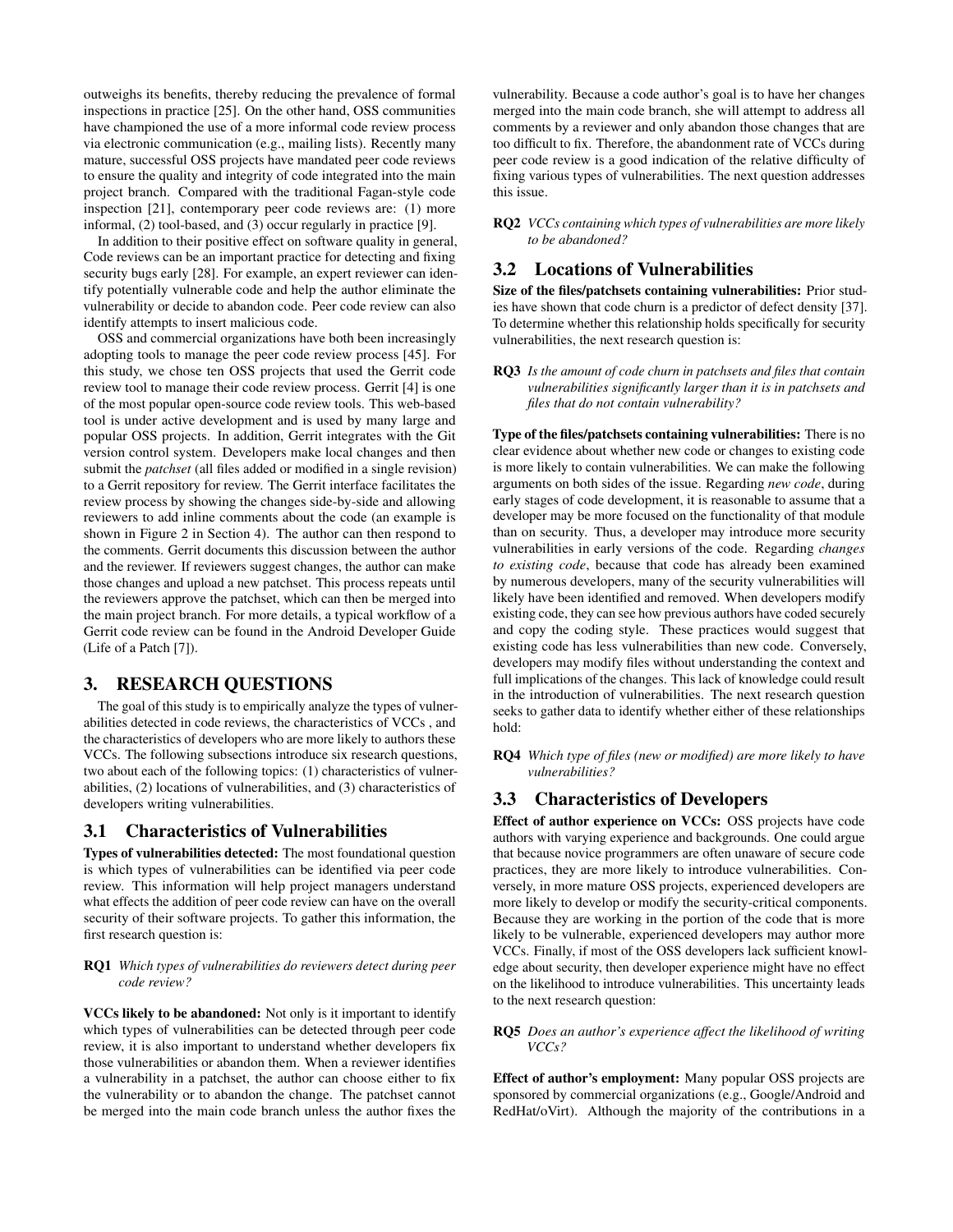outweighs its benefits, thereby reducing the prevalence of formal inspections in practice [25]. On the other hand, OSS communities have championed the use of a more informal code review process via electronic communication (e.g., mailing lists). Recently many mature, successful OSS projects have mandated peer code reviews to ensure the quality and integrity of code integrated into the main project branch. Compared with the traditional Fagan-style code inspection [21], contemporary peer code reviews are: (1) more informal, (2) tool-based, and (3) occur regularly in practice [9].

In addition to their positive effect on software quality in general, Code reviews can be an important practice for detecting and fixing security bugs early [28]. For example, an expert reviewer can identify potentially vulnerable code and help the author eliminate the vulnerability or decide to abandon code. Peer code review can also identify attempts to insert malicious code.

OSS and commercial organizations have both been increasingly adopting tools to manage the peer code review process [45]. For this study, we chose ten OSS projects that used the Gerrit code review tool to manage their code review process. Gerrit [4] is one of the most popular open-source code review tools. This web-based tool is under active development and is used by many large and popular OSS projects. In addition, Gerrit integrates with the Git version control system. Developers make local changes and then submit the *patchset* (all files added or modified in a single revision) to a Gerrit repository for review. The Gerrit interface facilitates the review process by showing the changes side-by-side and allowing reviewers to add inline comments about the code (an example is shown in Figure 2 in Section 4). The author can then respond to the comments. Gerrit documents this discussion between the author and the reviewer. If reviewers suggest changes, the author can make those changes and upload a new patchset. This process repeats until the reviewers approve the patchset, which can then be merged into the main project branch. For more details, a typical workflow of a Gerrit code review can be found in the Android Developer Guide (Life of a Patch [7]).

## 3. RESEARCH QUESTIONS

The goal of this study is to empirically analyze the types of vulnerabilities detected in code reviews, the characteristics of VCCs , and the characteristics of developers who are more likely to authors these VCCs. The following subsections introduce six research questions, two about each of the following topics: (1) characteristics of vulnerabilities, (2) locations of vulnerabilities, and (3) characteristics of developers writing vulnerabilities.

### 3.1 Characteristics of Vulnerabilities

**Types of vulnerabilities detected:** The most foundational question is which types of vulnerabilities can be identified via peer code review. This information will help project managers understand what effects the addition of peer code review can have on the overall security of their software projects. To gather this information, the first research question is:

**RQ1** *Which types of vulnerabilities do reviewers detect during peer code review?*

**VCCs likely to be abandoned:** Not only is it important to identify which types of vulnerabilities can be detected through peer code review, it is also important to understand whether developers fix those vulnerabilities or abandon them. When a reviewer identifies a vulnerability in a patchset, the author can choose either to fix the vulnerability or to abandon the change. The patchset cannot be merged into the main code branch unless the author fixes the vulnerability. Because a code author's goal is to have her changes merged into the main code branch, she will attempt to address all comments by a reviewer and only abandon those changes that are too difficult to fix. Therefore, the abandonment rate of VCCs during peer code review is a good indication of the relative difficulty of fixing various types of vulnerabilities. The next question addresses this issue.

**RQ2** *VCCs containing which types of vulnerabilities are more likely to be abandoned?*

### 3.2 Locations of Vulnerabilities

**Size of the files/patchsets containing vulnerabilities:** Prior studies have shown that code churn is a predictor of defect density [37]. To determine whether this relationship holds specifically for security vulnerabilities, the next research question is:

**RQ3** *Is the amount of code churn in patchsets and files that contain vulnerabilities significantly larger than it is in patchsets and files that do not contain vulnerability?*

**Type of the files/patchsets containing vulnerabilities:** There is no clear evidence about whether new code or changes to existing code is more likely to contain vulnerabilities. We can make the following arguments on both sides of the issue. Regarding *new code*, during early stages of code development, it is reasonable to assume that a developer may be more focused on the functionality of that module than on security. Thus, a developer may introduce more security vulnerabilities in early versions of the code. Regarding *changes to existing code*, because that code has already been examined by numerous developers, many of the security vulnerabilities will likely have been identified and removed. When developers modify existing code, they can see how previous authors have coded securely and copy the coding style. These practices would suggest that existing code has less vulnerabilities than new code. Conversely, developers may modify files without understanding the context and full implications of the changes. This lack of knowledge could result in the introduction of vulnerabilities. The next research question seeks to gather data to identify whether either of these relationships hold:

**RQ4** *Which type of files (new or modified) are more likely to have vulnerabilities?*

### 3.3 Characteristics of Developers

**Effect of author experience on VCCs:** OSS projects have code authors with varying experience and backgrounds. One could argue that because novice programmers are often unaware of secure code practices, they are more likely to introduce vulnerabilities. Conversely, in more mature OSS projects, experienced developers are more likely to develop or modify the security-critical components. Because they are working in the portion of the code that is more likely to be vulnerable, experienced developers may author more VCCs. Finally, if most of the OSS developers lack sufficient knowledge about security, then developer experience might have no effect on the likelihood to introduce vulnerabilities. This uncertainty leads to the next research question:

**RQ5** *Does an author's experience affect the likelihood of writing VCCs?*

**Effect of author's employment:** Many popular OSS projects are sponsored by commercial organizations (e.g., Google/Android and RedHat/oVirt). Although the majority of the contributions in a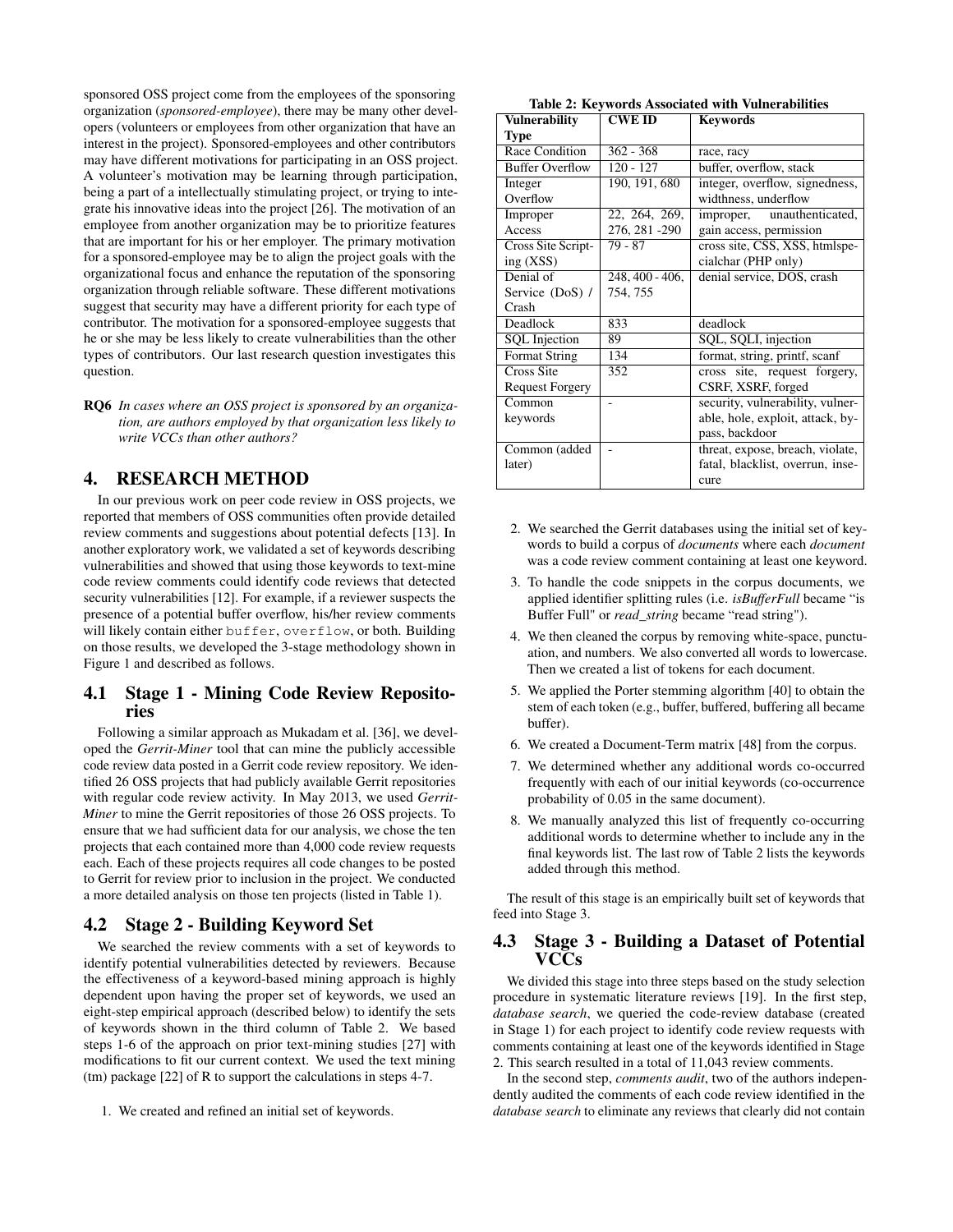sponsored OSS project come from the employees of the sponsoring organization (*sponsored-employee*), there may be many other developers (volunteers or employees from other organization that have an interest in the project). Sponsored-employees and other contributors may have different motivations for participating in an OSS project. A volunteer's motivation may be learning through participation, being a part of a intellectually stimulating project, or trying to integrate his innovative ideas into the project [26]. The motivation of an employee from another organization may be to prioritize features that are important for his or her employer. The primary motivation for a sponsored-employee may be to align the project goals with the organizational focus and enhance the reputation of the sponsoring organization through reliable software. These different motivations suggest that security may have a different priority for each type of contributor. The motivation for a sponsored-employee suggests that he or she may be less likely to create vulnerabilities than the other types of contributors. Our last research question investigates this question.

**RQ6** *In cases where an OSS project is sponsored by an organization, are authors employed by that organization less likely to write VCCs than other authors?*

## 4. RESEARCH METHOD

In our previous work on peer code review in OSS projects, we reported that members of OSS communities often provide detailed review comments and suggestions about potential defects [13]. In another exploratory work, we validated a set of keywords describing vulnerabilities and showed that using those keywords to text-mine code review comments could identify code reviews that detected security vulnerabilities [12]. For example, if a reviewer suspects the presence of a potential buffer overflow, his/her review comments will likely contain either `buffer`, `overflow`, or both. Building on those results, we developed the 3-stage methodology shown in Figure 1 and described as follows.

### 4.1 Stage 1 - Mining Code Review Repositories

Following a similar approach as Mukadam et al. [36], we developed the *Gerrit-Miner* tool that can mine the publicly accessible code review data posted in a Gerrit code review repository. We identified 26 OSS projects that had publicly available Gerrit repositories with regular code review activity. In May 2013, we used *Gerrit-Miner* to mine the Gerrit repositories of those 26 OSS projects. To ensure that we had sufficient data for our analysis, we chose the ten projects that each contained more than 4,000 code review requests each. Each of these projects requires all code changes to be posted to Gerrit for review prior to inclusion in the project. We conducted a more detailed analysis on those ten projects (listed in Table 1).

### 4.2 Stage 2 - Building Keyword Set

We searched the review comments with a set of keywords to identify potential vulnerabilities detected by reviewers. Because the effectiveness of a keyword-based mining approach is highly dependent upon having the proper set of keywords, we used an eight-step empirical approach (described below) to identify the sets of keywords shown in the third column of Table 2. We based steps 1-6 of the approach on prior text-mining studies [27] with modifications to fit our current context. We used the text mining (tm) package [22] of R to support the calculations in steps 4-7.

1. We created and refined an initial set of keywords.
2. We searched the Gerrit databases using the initial set of keywords to build a corpus of *documents* where each *document* was a code review comment containing at least one keyword.
3. To handle the code snippets in the corpus documents, we applied identifier splitting rules (i.e. *isBufferFull* became "is Buffer Full" or *read_string* became "read string").
4. We then cleaned the corpus by removing white-space, punctuation, and numbers. We also converted all words to lowercase. Then we created a list of tokens for each document.
5. We applied the Porter stemming algorithm [40] to obtain the stem of each token (e.g., buffer, buffered, buffering all became buffer).
6. We created a Document-Term matrix [48] from the corpus.
7. We determined whether any additional words co-occurred frequently with each of our initial keywords (co-occurrence probability of 0.05 in the same document).
8. We manually analyzed this list of frequently co-occurring additional words to determine whether to include any in the final keywords list. The last row of Table 2 lists the keywords added through this method.

The result of this stage is an empirically built set of keywords that feed into Stage 3.

**Table 2: Keywords Associated with Vulnerabilities**

| Vulnerability Type | CWE ID | Keywords |
|---|---|---|
| Race Condition | 362 - 368 | race, racy |
| Buffer Overflow | 120 - 127 | buffer, overflow, stack |
| Integer Overflow | 190, 191, 680 | integer, overflow, signedness, widthness, underflow |
| Improper Access | 22, 264, 269, 276, 281 -290 | improper, unauthenticated, gain access, permission |
| Cross Site Scripting (XSS) | 79 - 87 | cross site, CSS, XSS, htmlspecialchar (PHP only) |
| Denial of Service (DoS) / Crash | 248, 400 - 406, 754, 755 | denial service, DOS, crash |
| Deadlock | 833 | deadlock |
| SQL Injection | 89 | SQL, SQLI, injection |
| Format String | 134 | format, string, printf, scanf |
| Cross Site Request Forgery | 352 | cross site, request forgery, CSRF, XSRF, forged |
| Common keywords | - | security, vulnerability, vulnerable, hole, exploit, attack, bypass, backdoor |
| Common (added later) | - | threat, expose, breach, violate, fatal, blacklist, overrun, insecure |

### 4.3 Stage 3 - Building a Dataset of Potential VCCs

We divided this stage into three steps based on the study selection procedure in systematic literature reviews [19]. In the first step, *database search*, we queried the code-review database (created in Stage 1) for each project to identify code review requests with comments containing at least one of the keywords identified in Stage 2. This search resulted in a total of 11,043 review comments.

In the second step, *comments audit*, two of the authors independently audited the comments of each code review identified in the *database search* to eliminate any reviews that clearly did not contain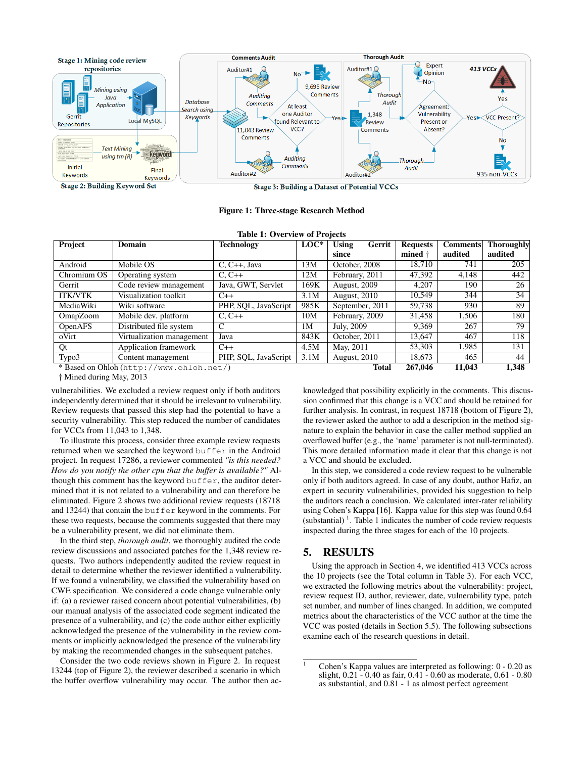**Figure 1: Three-stage Research Method**

**Table 1: Overview of Projects**

| Project | Domain | Technology | LOC* | Using Gerrit since | Requests mined † | Comments audited | Thoroughly audited |
|---|---|---|---|---|---|---|---|
| Android | Mobile OS | C, C++, Java | 13M | October, 2008 | 18,710 | 741 | 205 |
| Chromium OS | Operating system | C, C++ | 12M | February, 2011 | 47,392 | 4,148 | 442 |
| Gerrit | Code review management | Java, GWT, Servlet | 169K | August, 2009 | 4,207 | 190 | 26 |
| ITK/VTK | Visualization toolkit | C++ | 3.1M | August, 2010 | 10,549 | 344 | 34 |
| MediaWiki | Wiki software | PHP, SQL, JavaScript | 985K | September, 2011 | 59,738 | 930 | 89 |
| OmapZoom | Mobile dev. platform | C, C++ | 10M | February, 2009 | 31,458 | 1,506 | 180 |
| OpenAFS | Distributed file system | C | 1M | July, 2009 | 9,369 | 267 | 79 |
| oVirt | Virtualization management | Java | 843K | October, 2011 | 13,647 | 467 | 118 |
| Qt | Application framework | C++ | 4.5M | May, 2011 | 53,303 | 1,985 | 131 |
| Typo3 | Content management | PHP, SQL, JavaScript | 3.1M | August, 2010 | 18,673 | 465 | 44 |
| | | | | **Total** | **267,046** | **11,043** | **1,348** |

\* Based on Ohloh (`http://www.ohloh.net/`)

† Mined during May, 2013

vulnerabilities. We excluded a review request only if both auditors independently determined that it should be irrelevant to vulnerability. Review requests that passed this step had the potential to have a security vulnerability. This step reduced the number of candidates for VCCs from 11,043 to 1,348.

To illustrate this process, consider three example review requests returned when we searched the keyword `buffer` in the Android project. In request 17286, a reviewer commented *"is this needed? How do you notify the other cpu that the buffer is available?"* Although this comment has the keyword `buffer`, the auditor determined that it is not related to a vulnerability and can therefore be eliminated. Figure 2 shows two additional review requests (18718 and 13244) that contain the `buffer` keyword in the comments. For these two requests, because the comments suggested that there may be a vulnerability present, we did not eliminate them.

In the third step, *thorough audit*, we thoroughly audited the code review discussions and associated patches for the 1,348 review requests. Two authors independently audited the review request in detail to determine whether the reviewer identified a vulnerability. If we found a vulnerability, we classified the vulnerability based on CWE specification. We considered a code change vulnerable only if: (a) a reviewer raised concern about potential vulnerabilities, (b) our manual analysis of the associated code segment indicated the presence of a vulnerability, and (c) the code author either explicitly acknowledged the presence of the vulnerability in the review comments or implicitly acknowledged the presence of the vulnerability by making the recommended changes in the subsequent patches.

Consider the two code reviews shown in Figure 2. In request 13244 (top of Figure 2), the reviewer described a scenario in which the buffer overflow vulnerability may occur. The author then acknowledged that possibility explicitly in the comments. This discussion confirmed that this change is a VCC and should be retained for further analysis. In contrast, in request 18718 (bottom of Figure 2), the reviewer asked the author to add a description in the method signature to explain the behavior in case the caller method supplied an overflowed buffer (e.g., the 'name' parameter is not null-terminated). This more detailed information made it clear that this change is not a VCC and should be excluded.

In this step, we considered a code review request to be vulnerable only if both auditors agreed. In case of any doubt, author Hafiz, an expert in security vulnerabilities, provided his suggestion to help the auditors reach a conclusion. We calculated inter-rater reliability using Cohen's Kappa [16]. Kappa value for this step was found 0.64 (substantial) [1]. Table 1 indicates the number of code review requests inspected during the three stages for each of the 10 projects.

## 5. RESULTS

Using the approach in Section 4, we identified 413 VCCs across the 10 projects (see the Total column in Table 3). For each VCC, we extracted the following metrics about the vulnerability: project, review request ID, author, reviewer, date, vulnerability type, patch set number, and number of lines changed. In addition, we computed metrics about the characteristics of the VCC author at the time the VCC was posted (details in Section 5.5). The following subsections examine each of the research questions in detail.

[1] Cohen's Kappa values are interpreted as following: 0 - 0.20 as slight, 0.21 - 0.40 as fair, 0.41 - 0.60 as moderate, 0.61 - 0.80 as substantial, and 0.81 - 1 as almost perfect agreement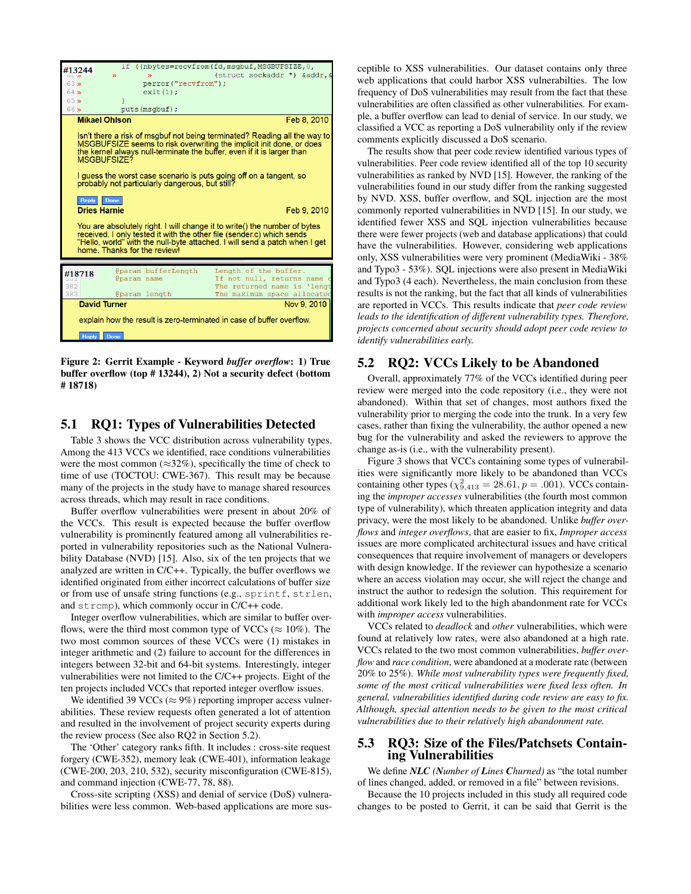Figure 2: Gerrit Example - Keyword *buffer overflow*: 1) True buffer overflow (top # 13244), 2) Not a security defect (bottom # 18718)

## 5.1 RQ1: Types of Vulnerabilities Detected

Table 3 shows the VCC distribution across vulnerability types. Among the 413 VCCs we identified, race conditions vulnerabilities were the most common (≈32%), specifically the time of check to time of use (TOCTOU: CWE-367). This result may be because many of the projects in the study have to manage shared resources across threads, which may result in race conditions.

Buffer overflow vulnerabilities were present in about 20% of the VCCs. This result is expected because the buffer overflow vulnerability is prominently featured among all vulnerabilities reported in vulnerability repositories such as the National Vulnerability Database (NVD) [15]. Also, six of the ten projects that we analyzed are written in C/C++. Typically, the buffer overflows we identified originated from either incorrect calculations of buffer size or from use of unsafe string functions (e.g., `sprintf`, `strlen`, and `strcmp`), which commonly occur in C/C++ code.

Integer overflow vulnerabilities, which are similar to buffer overflows, were the third most common type of VCCs (≈ 10%). The two most common sources of these VCCs were (1) mistakes in integer arithmetic and (2) failure to account for the differences in integers between 32-bit and 64-bit systems. Interestingly, integer vulnerabilities were not limited to the C/C++ projects. Eight of the ten projects included VCCs that reported integer overflow issues.

We identified 39 VCCs (≈ 9%) reporting improper access vulnerabilities. These review requests often generated a lot of attention and resulted in the involvement of project security experts during the review process (See also RQ2 in Section 5.2).

The 'Other' category ranks fifth. It includes : cross-site request forgery (CWE-352), memory leak (CWE-401), information leakage (CWE-200, 203, 210, 532), security misconfiguration (CWE-815), and command injection (CWE-77, 78, 88).

Cross-site scripting (XSS) and denial of service (DoS) vulnerabilities were less common. Web-based applications are more susceptible to XSS vulnerabilities. Our dataset contains only three web applications that could harbor XSS vulnerabilties. The low frequency of DoS vulnerabilities may result from the fact that these vulnerabilities are often classified as other vulnerabilities. For example, a buffer overflow can lead to denial of service. In our study, we classified a VCC as reporting a DoS vulnerability only if the review comments explicitly discussed a DoS scenario.

The results show that peer code review identified various types of vulnerabilities. Peer code review identified all of the top 10 security vulnerabilities as ranked by NVD [15]. However, the ranking of the vulnerabilities found in our study differ from the ranking suggested by NVD. XSS, buffer overflow, and SQL injection are the most commonly reported vulnerabilities in NVD [15]. In our study, we identified fewer XSS and SQL injection vulnerabilities because there were fewer projects (web and database applications) that could have the vulnerabilities. However, considering web applications only, XSS vulnerabilities were very prominent (MediaWiki - 38% and Typo3 - 53%). SQL injections were also present in MediaWiki and Typo3 (4 each). Nevertheless, the main conclusion from these results is not the ranking, but the fact that all kinds of vulnerabilities are reported in VCCs. This results indicate that *peer code review leads to the identification of different vulnerability types. Therefore, projects concerned about security should adopt peer code review to identify vulnerabilities early.*

## 5.2 RQ2: VCCs Likely to be Abandoned

Overall, approximately 77% of the VCCs identified during peer review were merged into the code repository (i.e., they were not abandoned). Within that set of changes, most authors fixed the vulnerability prior to merging the code into the trunk. In a very few cases, rather than fixing the vulnerability, the author opened a new bug for the vulnerability and asked the reviewers to approve the change as-is (i.e., with the vulnerability present).

Figure 3 shows that VCCs containing some types of vulnerabilities were significantly more likely to be abandoned than VCCs containing other types ($\chi^2_{9,413} = 28.61, p = .001$). VCCs containing the *improper accesses* vulnerabilities (the fourth most common type of vulnerability), which threaten application integrity and data privacy, were the most likely to be abandoned. Unlike *buffer overflows* and *integer overflows*, that are easier to fix, *Improper access* issues are more complicated architectural issues and have critical consequences that require involvement of managers or developers with design knowledge. If the reviewer can hypothesize a scenario where an access violation may occur, she will reject the change and instruct the author to redesign the solution. This requirement for additional work likely led to the high abandonment rate for VCCs with *improper access* vulnerabilities.

VCCs related to *deadlock* and *other* vulnerabilities, which were found at relatively low rates, were also abandoned at a high rate. VCCs related to the two most common vulnerabilities, *buffer overflow* and *race condition*, were abandoned at a moderate rate (between 20% to 25%). *While most vulnerability types were frequently fixed, some of the most critical vulnerabilities were fixed less often. In general, vulnerabilities identified during code review are easy to fix. Although, special attention needs to be given to the most critical vulnerabilities due to their relatively high abandonment rate.*

## 5.3 RQ3: Size of the Files/Patchsets Containing Vulnerabilities

We define ***NLC*** *(**N**umber of **L**ines **C**hurned)* as "the total number of lines changed, added, or removed in a file" between revisions.

Because the 10 projects included in this study all required code changes to be posted to Gerrit, it can be said that Gerrit is the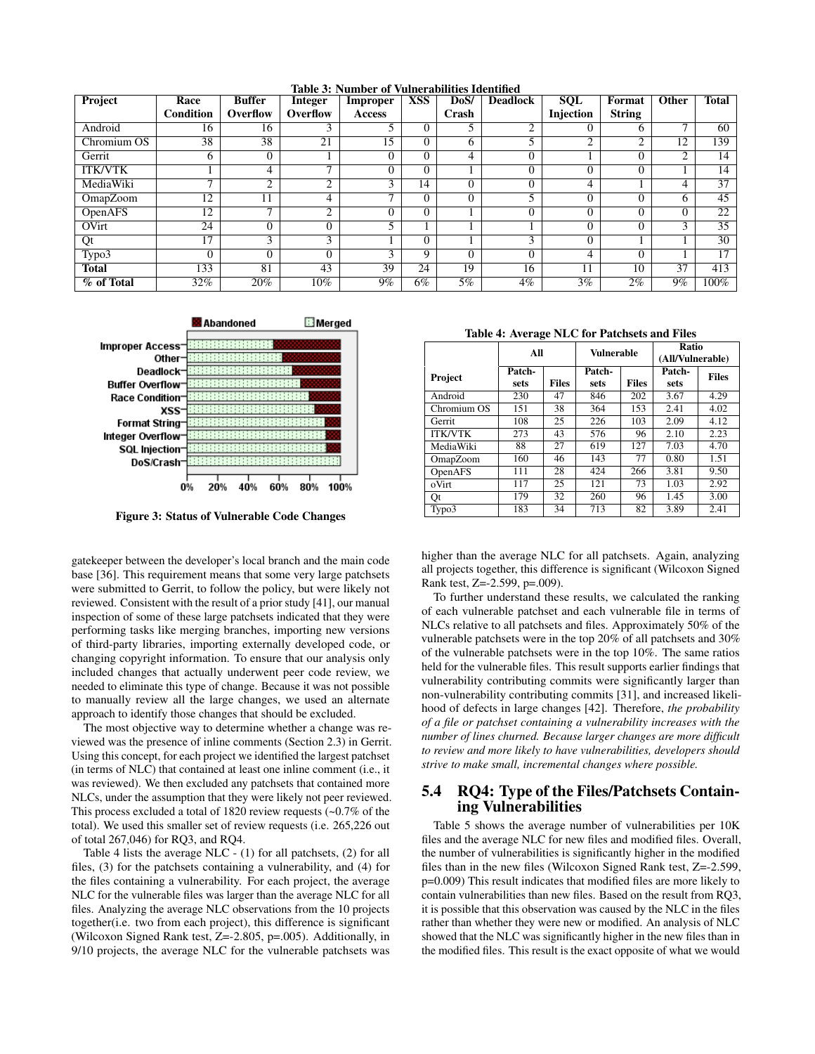Table 3: Number of Vulnerabilities Identified

| Project | Race Condition | Buffer Overflow | Integer Overflow | Improper Access | XSS | DoS/ Crash | Deadlock | SQL Injection | Format String | Other | Total |
|---|---|---|---|---|---|---|---|---|---|---|---|
| Android | 16 | 16 | 3 | 5 | 0 | 5 | 2 | 0 | 6 | 7 | 60 |
| Chromium OS | 38 | 38 | 21 | 15 | 0 | 6 | 5 | 2 | 2 | 12 | 139 |
| Gerrit | 6 | 0 | 1 | 0 | 0 | 4 | 0 | 1 | 0 | 2 | 14 |
| ITK/VTK | 1 | 4 | 7 | 0 | 0 | 1 | 0 | 0 | 0 | 1 | 14 |
| MediaWiki | 7 | 2 | 2 | 3 | 14 | 0 | 0 | 4 | 1 | 4 | 37 |
| OmapZoom | 12 | 11 | 4 | 7 | 0 | 0 | 5 | 0 | 0 | 6 | 45 |
| OpenAFS | 12 | 7 | 2 | 0 | 0 | 1 | 0 | 0 | 0 | 0 | 22 |
| OVirt | 24 | 0 | 0 | 5 | 1 | 1 | 1 | 0 | 0 | 3 | 35 |
| Qt | 17 | 3 | 3 | 1 | 0 | 1 | 3 | 0 | 1 | 1 | 30 |
| Typo3 | 0 | 0 | 0 | 3 | 9 | 0 | 0 | 4 | 0 | 1 | 17 |
| **Total** | 133 | 81 | 43 | 39 | 24 | 19 | 16 | 11 | 10 | 37 | 413 |
| **% of Total** | 32% | 20% | 10% | 9% | 6% | 5% | 4% | 3% | 2% | 9% | 100% |

Figure 3: Status of Vulnerable Code Changes

Table 4: Average NLC for Patchsets and Files

| | All | | Vulnerable | | Ratio (All/Vulnerable) | |
|---|---|---|---|---|---|---|
| Project | Patch-sets | Files | Patch-sets | Files | Patch-sets | Files |
| Android | 230 | 47 | 846 | 202 | 3.67 | 4.29 |
| Chromium OS | 151 | 38 | 364 | 153 | 2.41 | 4.02 |
| Gerrit | 108 | 25 | 226 | 103 | 2.09 | 4.12 |
| ITK/VTK | 273 | 43 | 576 | 96 | 2.10 | 2.23 |
| MediaWiki | 88 | 27 | 619 | 127 | 7.03 | 4.70 |
| OmapZoom | 160 | 46 | 143 | 77 | 0.80 | 1.51 |
| OpenAFS | 111 | 28 | 424 | 266 | 3.81 | 9.50 |
| oVirt | 117 | 25 | 121 | 73 | 1.03 | 2.92 |
| Qt | 179 | 32 | 260 | 96 | 1.45 | 3.00 |
| Typo3 | 183 | 34 | 713 | 82 | 3.89 | 2.41 |

gatekeeper between the developer's local branch and the main code base [36]. This requirement means that some very large patchsets were submitted to Gerrit, to follow the policy, but were likely not reviewed. Consistent with the result of a prior study [41], our manual inspection of some of these large patchsets indicated that they were performing tasks like merging branches, importing new versions of third-party libraries, importing externally developed code, or changing copyright information. To ensure that our analysis only included changes that actually underwent peer code review, we needed to eliminate this type of change. Because it was not possible to manually review all the large changes, we used an alternate approach to identify those changes that should be excluded.

The most objective way to determine whether a change was reviewed was the presence of inline comments (Section 2.3) in Gerrit. Using this concept, for each project we identified the largest patchset (in terms of NLC) that contained at least one inline comment (i.e., it was reviewed). We then excluded any patchsets that contained more NLCs, under the assumption that they were likely not peer reviewed. This process excluded a total of 1820 review requests (~0.7% of the total). We used this smaller set of review requests (i.e. 265,226 out of total 267,046) for RQ3, and RQ4.

Table 4 lists the average NLC - (1) for all patchsets, (2) for all files, (3) for the patchsets containing a vulnerability, and (4) for the files containing a vulnerability. For each project, the average NLC for the vulnerable files was larger than the average NLC for all files. Analyzing the average NLC observations from the 10 projects together(i.e. two from each project), this difference is significant (Wilcoxon Signed Rank test, Z=-2.805, p=.005). Additionally, in 9/10 projects, the average NLC for the vulnerable patchsets was higher than the average NLC for all patchsets. Again, analyzing all projects together, this difference is significant (Wilcoxon Signed Rank test, Z=-2.599, p=.009).

To further understand these results, we calculated the ranking of each vulnerable patchset and each vulnerable file in terms of NLCs relative to all patchsets and files. Approximately 50% of the vulnerable patchsets were in the top 20% of all patchsets and 30% of the vulnerable patchsets were in the top 10%. The same ratios held for the vulnerable files. This result supports earlier findings that vulnerability contributing commits were significantly larger than non-vulnerability contributing commits [31], and increased likelihood of defects in large changes [42]. Therefore, *the probability of a file or patchset containing a vulnerability increases with the number of lines churned. Because larger changes are more difficult to review and more likely to have vulnerabilities, developers should strive to make small, incremental changes where possible.*

## 5.4 RQ4: Type of the Files/Patchsets Containing Vulnerabilities

Table 5 shows the average number of vulnerabilities per 10K files and the average NLC for new files and modified files. Overall, the number of vulnerabilities is significantly higher in the modified files than in the new files (Wilcoxon Signed Rank test, Z=-2.599, p=0.009) This result indicates that modified files are more likely to contain vulnerabilities than new files. Based on the result from RQ3, it is possible that this observation was caused by the NLC in the files rather than whether they were new or modified. An analysis of NLC showed that the NLC was significantly higher in the new files than in the modified files. This result is the exact opposite of what we would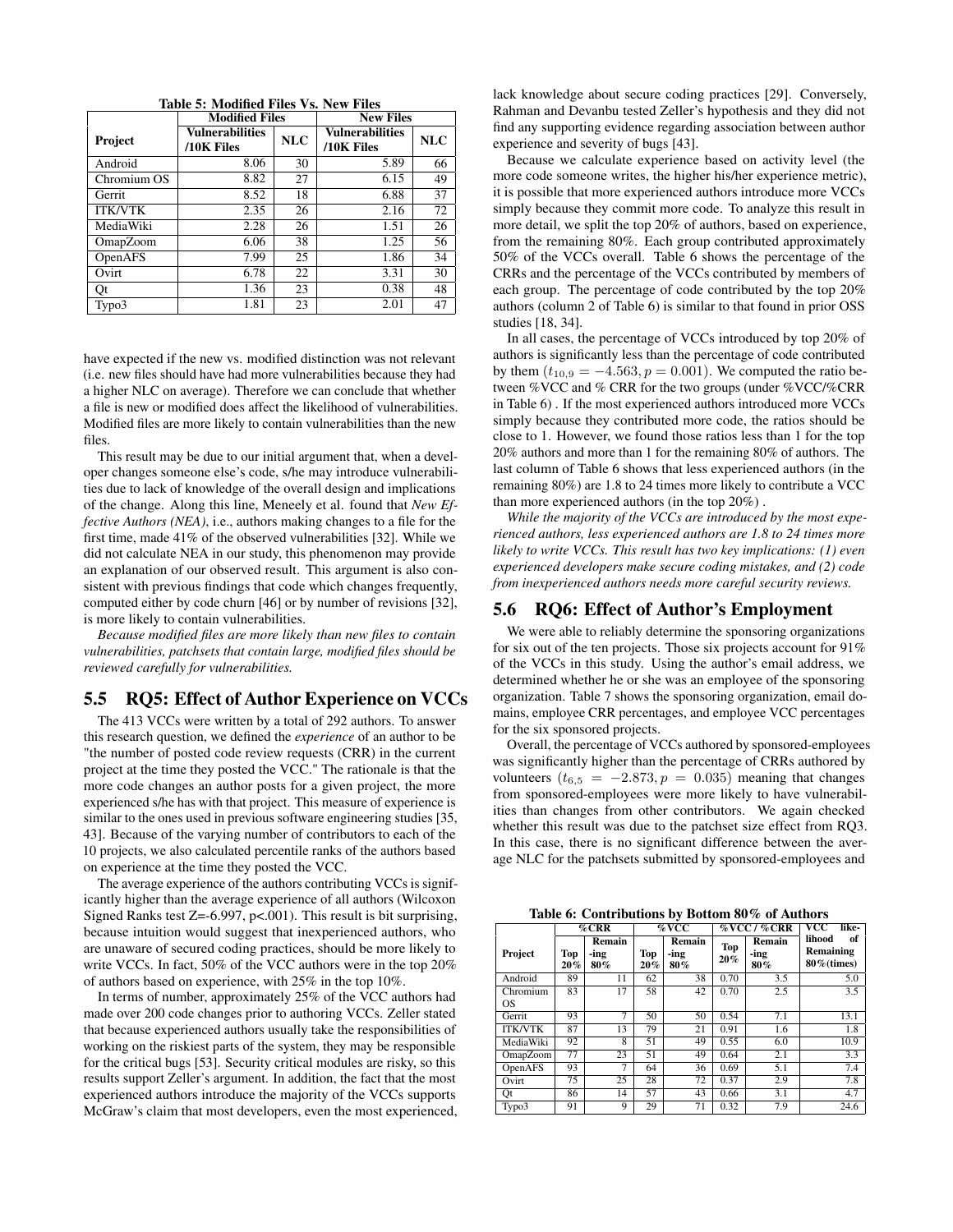**Table 5: Modified Files Vs. New Files**

| Project | Modified Files | | New Files | |
|---|---|---|---|---|
| | Vulnerabilities /10K Files | NLC | Vulnerabilities /10K Files | NLC |
| Android | 8.06 | 30 | 5.89 | 66 |
| Chromium OS | 8.82 | 27 | 6.15 | 49 |
| Gerrit | 8.52 | 18 | 6.88 | 37 |
| ITK/VTK | 2.35 | 26 | 2.16 | 72 |
| MediaWiki | 2.28 | 26 | 1.51 | 26 |
| OmapZoom | 6.06 | 38 | 1.25 | 56 |
| OpenAFS | 7.99 | 25 | 1.86 | 34 |
| Ovirt | 6.78 | 22 | 3.31 | 30 |
| Qt | 1.36 | 23 | 0.38 | 48 |
| Typo3 | 1.81 | 23 | 2.01 | 47 |

have expected if the new vs. modified distinction was not relevant (i.e. new files should have had more vulnerabilities because they had a higher NLC on average). Therefore we can conclude that whether a file is new or modified does affect the likelihood of vulnerabilities. Modified files are more likely to contain vulnerabilities than the new files.

This result may be due to our initial argument that, when a developer changes someone else's code, s/he may introduce vulnerabilities due to lack of knowledge of the overall design and implications of the change. Along this line, Meneely et al. found that *New Effective Authors (NEA)*, i.e., authors making changes to a file for the first time, made 41% of the observed vulnerabilities [32]. While we did not calculate NEA in our study, this phenomenon may provide an explanation of our observed result. This argument is also consistent with previous findings that code which changes frequently, computed either by code churn [46] or by number of revisions [32], is more likely to contain vulnerabilities.

*Because modified files are more likely than new files to contain vulnerabilities, patchsets that contain large, modified files should be reviewed carefully for vulnerabilities.*

## 5.5 RQ5: Effect of Author Experience on VCCs

The 413 VCCs were written by a total of 292 authors. To answer this research question, we defined the *experience* of an author to be "the number of posted code review requests (CRR) in the current project at the time they posted the VCC." The rationale is that the more code changes an author posts for a given project, the more experienced s/he has with that project. This measure of experience is similar to the ones used in previous software engineering studies [35, 43]. Because of the varying number of contributors to each of the 10 projects, we also calculated percentile ranks of the authors based on experience at the time they posted the VCC.

The average experience of the authors contributing VCCs is significantly higher than the average experience of all authors (Wilcoxon Signed Ranks test Z=-6.997, p<.001). This result is bit surprising, because intuition would suggest that inexperienced authors, who are unaware of secured coding practices, should be more likely to write VCCs. In fact, 50% of the VCC authors were in the top 20% of authors based on experience, with 25% in the top 10%.

In terms of number, approximately 25% of the VCC authors had made over 200 code changes prior to authoring VCCs. Zeller stated that because experienced authors usually take the responsibilities of working on the riskiest parts of the system, they may be responsible for the critical bugs [53]. Security critical modules are risky, so this results support Zeller's argument. In addition, the fact that the most experienced authors introduce the majority of the VCCs supports McGraw's claim that most developers, even the most experienced, lack knowledge about secure coding practices [29]. Conversely, Rahman and Devanbu tested Zeller's hypothesis and they did not find any supporting evidence regarding association between author experience and severity of bugs [43].

Because we calculate experience based on activity level (the more code someone writes, the higher his/her experience metric), it is possible that more experienced authors introduce more VCCs simply because they commit more code. To analyze this result in more detail, we split the top 20% of authors, based on experience, from the remaining 80%. Each group contributed approximately 50% of the VCCs overall. Table 6 shows the percentage of the CRRs and the percentage of the VCCs contributed by members of each group. The percentage of code contributed by the top 20% authors (column 2 of Table 6) is similar to that found in prior OSS studies [18, 34].

In all cases, the percentage of VCCs introduced by top 20% of authors is significantly less than the percentage of code contributed by them ($t_{10,9} = -4.563, p = 0.001$). We computed the ratio between %VCC and % CRR for the two groups (under %VCC/%CRR in Table 6) . If the most experienced authors introduced more VCCs simply because they contributed more code, the ratios should be close to 1. However, we found those ratios less than 1 for the top 20% authors and more than 1 for the remaining 80% of authors. The last column of Table 6 shows that less experienced authors (in the remaining 80%) are 1.8 to 24 times more likely to contribute a VCC than more experienced authors (in the top 20%) .

*While the majority of the VCCs are introduced by the most experienced authors, less experienced authors are 1.8 to 24 times more likely to write VCCs. This result has two key implications: (1) even experienced developers make secure coding mistakes, and (2) code from inexperienced authors needs more careful security reviews.*

## 5.6 RQ6: Effect of Author's Employment

We were able to reliably determine the sponsoring organizations for six out of the ten projects. Those six projects account for 91% of the VCCs in this study. Using the author's email address, we determined whether he or she was an employee of the sponsoring organization. Table 7 shows the sponsoring organization, email domains, employee CRR percentages, and employee VCC percentages for the six sponsored projects.

Overall, the percentage of VCCs authored by sponsored-employees was significantly higher than the percentage of CRRs authored by volunteers ($t_{6,5} = -2.873, p = 0.035$) meaning that changes from sponsored-employees were more likely to have vulnerabilities than changes from other contributors. We again checked whether this result was due to the patchset size effect from RQ3. In this case, there is no significant difference between the average NLC for the patchsets submitted by sponsored-employees and

**Table 6: Contributions by Bottom 80% of Authors**

| Project | %CRR | | %VCC | | %VCC / %CRR | | VCC likelihood of Remaining 80%(times) |
|---|---|---|---|---|---|---|---|
| | Top 20% | Remaining 80% | Top 20% | Remaining 80% | Top 20% | Remaining 80% | |
| Android | 89 | 11 | 62 | 38 | 0.70 | 3.5 | 5.0 |
| Chromium OS | 83 | 17 | 58 | 42 | 0.70 | 2.5 | 3.5 |
| Gerrit | 93 | 7 | 50 | 50 | 0.54 | 7.1 | 13.1 |
| ITK/VTK | 87 | 13 | 79 | 21 | 0.91 | 1.6 | 1.8 |
| MediaWiki | 92 | 8 | 51 | 49 | 0.55 | 6.0 | 10.9 |
| OmapZoom | 77 | 23 | 51 | 49 | 0.64 | 2.1 | 3.3 |
| OpenAFS | 93 | 7 | 64 | 36 | 0.69 | 5.1 | 7.4 |
| Ovirt | 75 | 25 | 28 | 72 | 0.37 | 2.9 | 7.8 |
| Qt | 86 | 14 | 57 | 43 | 0.66 | 3.1 | 4.7 |
| Typo3 | 91 | 9 | 29 | 71 | 0.32 | 7.9 | 24.6 |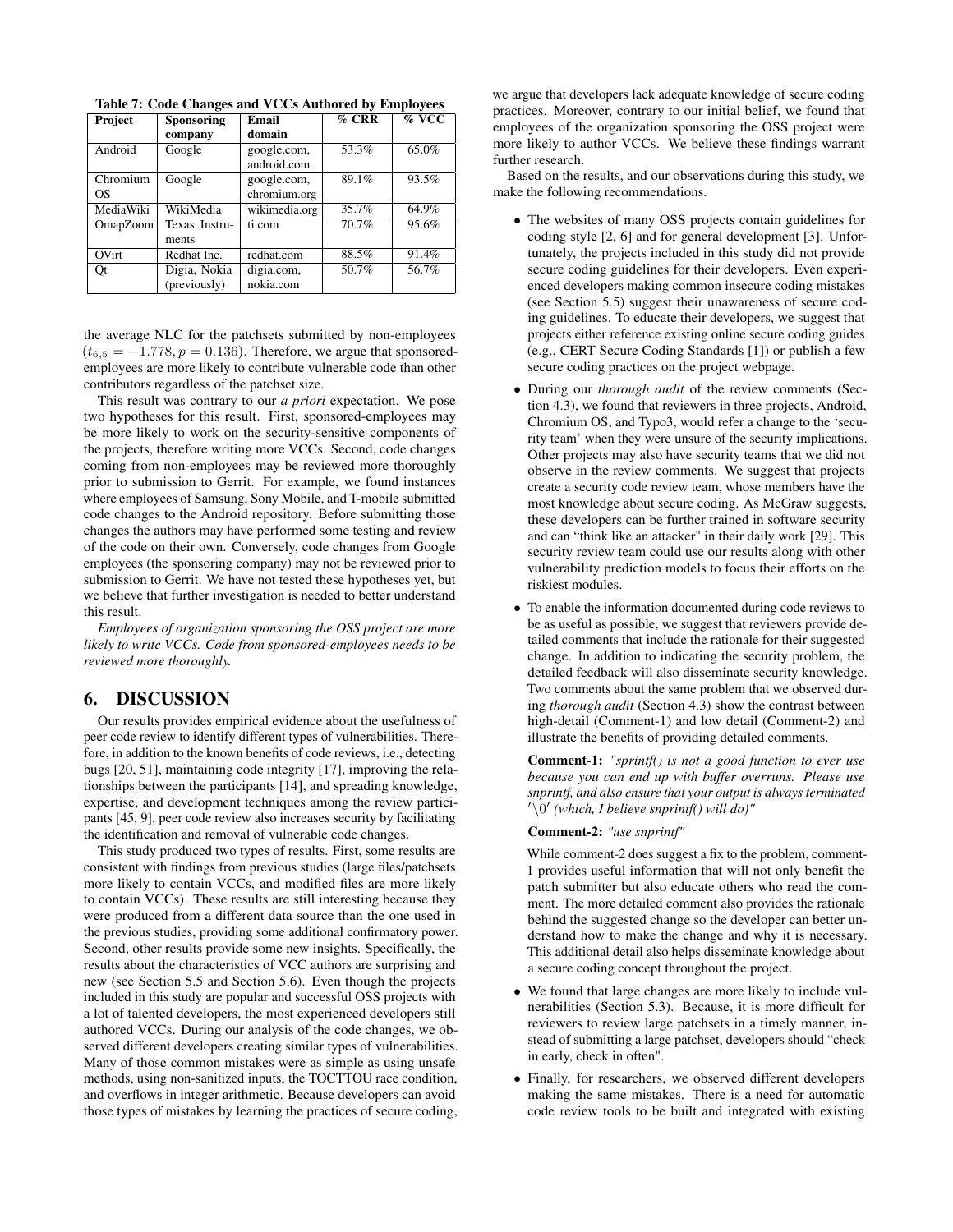**Table 7: Code Changes and VCCs Authored by Employees**

| Project | Sponsoring company | Email domain | % CRR | % VCC |
|---|---|---|---|---|
| Android | Google | google.com, android.com | 53.3% | 65.0% |
| Chromium OS | Google | google.com, chromium.org | 89.1% | 93.5% |
| MediaWiki | WikiMedia | wikimedia.org | 35.7% | 64.9% |
| OmapZoom | Texas Instruments | ti.com | 70.7% | 95.6% |
| OVirt | Redhat Inc. | redhat.com | 88.5% | 91.4% |
| Qt | Digia, Nokia (previously) | digia.com, nokia.com | 50.7% | 56.7% |

the average NLC for the patchsets submitted by non-employees ($t_{6,5} = -1.778, p = 0.136$). Therefore, we argue that sponsored-employees are more likely to contribute vulnerable code than other contributors regardless of the patchset size.

This result was contrary to our *a priori* expectation. We pose two hypotheses for this result. First, sponsored-employees may be more likely to work on the security-sensitive components of the projects, therefore writing more VCCs. Second, code changes coming from non-employees may be reviewed more thoroughly prior to submission to Gerrit. For example, we found instances where employees of Samsung, Sony Mobile, and T-mobile submitted code changes to the Android repository. Before submitting those changes the authors may have performed some testing and review of the code on their own. Conversely, code changes from Google employees (the sponsoring company) may not be reviewed prior to submission to Gerrit. We have not tested these hypotheses yet, but we believe that further investigation is needed to better understand this result.

*Employees of organization sponsoring the OSS project are more likely to write VCCs. Code from sponsored-employees needs to be reviewed more thoroughly.*

## 6. DISCUSSION

Our results provides empirical evidence about the usefulness of peer code review to identify different types of vulnerabilities. Therefore, in addition to the known benefits of code reviews, i.e., detecting bugs [20, 51], maintaining code integrity [17], improving the relationships between the participants [14], and spreading knowledge, expertise, and development techniques among the review participants [45, 9], peer code review also increases security by facilitating the identification and removal of vulnerable code changes.

This study produced two types of results. First, some results are consistent with findings from previous studies (large files/patchsets more likely to contain VCCs, and modified files are more likely to contain VCCs). These results are still interesting because they were produced from a different data source than the one used in the previous studies, providing some additional confirmatory power. Second, other results provide some new insights. Specifically, the results about the characteristics of VCC authors are surprising and new (see Section 5.5 and Section 5.6). Even though the projects included in this study are popular and successful OSS projects with a lot of talented developers, the most experienced developers still authored VCCs. During our analysis of the code changes, we observed different developers creating similar types of vulnerabilities. Many of those common mistakes were as simple as using unsafe methods, using non-sanitized inputs, the TOCTTOU race condition, and overflows in integer arithmetic. Because developers can avoid those types of mistakes by learning the practices of secure coding, we argue that developers lack adequate knowledge of secure coding practices. Moreover, contrary to our initial belief, we found that employees of the organization sponsoring the OSS project were more likely to author VCCs. We believe these findings warrant further research.

Based on the results, and our observations during this study, we make the following recommendations.

- The websites of many OSS projects contain guidelines for coding style [2, 6] and for general development [3]. Unfortunately, the projects included in this study did not provide secure coding guidelines for their developers. Even experienced developers making common insecure coding mistakes (see Section 5.5) suggest their unawareness of secure coding guidelines. To educate their developers, we suggest that projects either reference existing online secure coding guides (e.g., CERT Secure Coding Standards [1]) or publish a few secure coding practices on the project webpage.
- During our *thorough audit* of the review comments (Section 4.3), we found that reviewers in three projects, Android, Chromium OS, and Typo3, would refer a change to the 'security team' when they were unsure of the security implications. Other projects may also have security teams that we did not observe in the review comments. We suggest that projects create a security code review team, whose members have the most knowledge about secure coding. As McGraw suggests, these developers can be further trained in software security and can "think like an attacker" in their daily work [29]. This security review team could use our results along with other vulnerability prediction models to focus their efforts on the riskiest modules.
- To enable the information documented during code reviews to be as useful as possible, we suggest that reviewers provide detailed comments that include the rationale for their suggested change. In addition to indicating the security problem, the detailed feedback will also disseminate security knowledge. Two comments about the same problem that we observed during *thorough audit* (Section 4.3) show the contrast between high-detail (Comment-1) and low detail (Comment-2) and illustrate the benefits of providing detailed comments.

  **Comment-1:** *"sprintf() is not a good function to ever use because you can end up with buffer overruns. Please use snprintf, and also ensure that your output is always terminated $'\backslash 0'$ (which, I believe snprintf() will do)"*

  **Comment-2:** *"use snprintf"*

  While comment-2 does suggest a fix to the problem, comment-1 provides useful information that will not only benefit the patch submitter but also educate others who read the comment. The more detailed comment also provides the rationale behind the suggested change so the developer can better understand how to make the change and why it is necessary. This additional detail also helps disseminate knowledge about a secure coding concept throughout the project.
- We found that large changes are more likely to include vulnerabilities (Section 5.3). Because, it is more difficult for reviewers to review large patchsets in a timely manner, instead of submitting a large patchset, developers should "check in early, check in often".
- Finally, for researchers, we observed different developers making the same mistakes. There is a need for automatic code review tools to be built and integrated with existing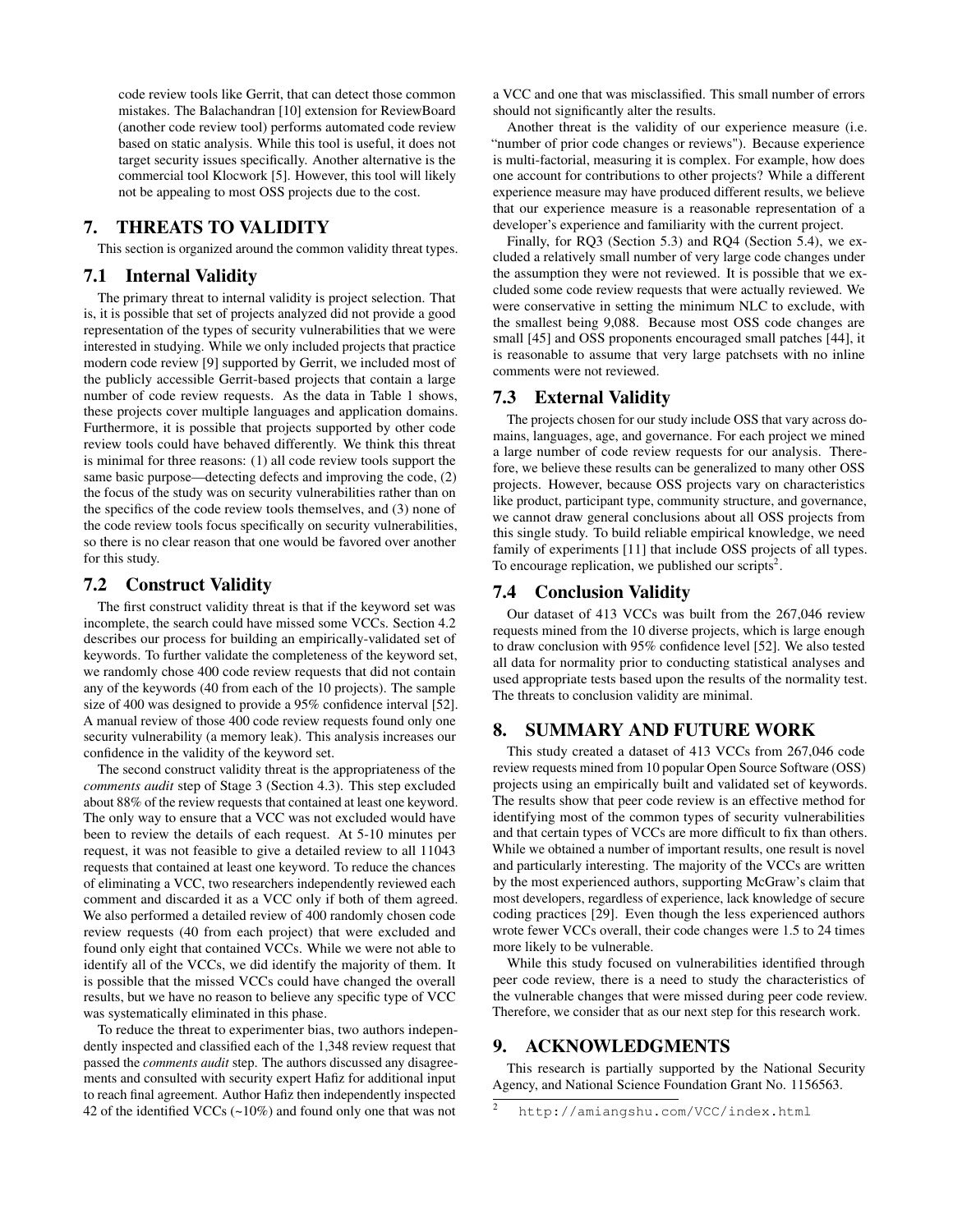code review tools like Gerrit, that can detect those common mistakes. The Balachandran [10] extension for ReviewBoard (another code review tool) performs automated code review based on static analysis. While this tool is useful, it does not target security issues specifically. Another alternative is the commercial tool Klocwork [5]. However, this tool will likely not be appealing to most OSS projects due to the cost.

## 7. THREATS TO VALIDITY

This section is organized around the common validity threat types.

### 7.1 Internal Validity

The primary threat to internal validity is project selection. That is, it is possible that set of projects analyzed did not provide a good representation of the types of security vulnerabilities that we were interested in studying. While we only included projects that practice modern code review [9] supported by Gerrit, we included most of the publicly accessible Gerrit-based projects that contain a large number of code review requests. As the data in Table 1 shows, these projects cover multiple languages and application domains. Furthermore, it is possible that projects supported by other code review tools could have behaved differently. We think this threat is minimal for three reasons: (1) all code review tools support the same basic purpose—detecting defects and improving the code, (2) the focus of the study was on security vulnerabilities rather than on the specifics of the code review tools themselves, and (3) none of the code review tools focus specifically on security vulnerabilities, so there is no clear reason that one would be favored over another for this study.

### 7.2 Construct Validity

The first construct validity threat is that if the keyword set was incomplete, the search could have missed some VCCs. Section 4.2 describes our process for building an empirically-validated set of keywords. To further validate the completeness of the keyword set, we randomly chose 400 code review requests that did not contain any of the keywords (40 from each of the 10 projects). The sample size of 400 was designed to provide a 95% confidence interval [52]. A manual review of those 400 code review requests found only one security vulnerability (a memory leak). This analysis increases our confidence in the validity of the keyword set.

The second construct validity threat is the appropriateness of the *comments audit* step of Stage 3 (Section 4.3). This step excluded about 88% of the review requests that contained at least one keyword. The only way to ensure that a VCC was not excluded would have been to review the details of each request. At 5-10 minutes per request, it was not feasible to give a detailed review to all 11043 requests that contained at least one keyword. To reduce the chances of eliminating a VCC, two researchers independently reviewed each comment and discarded it as a VCC only if both of them agreed. We also performed a detailed review of 400 randomly chosen code review requests (40 from each project) that were excluded and found only eight that contained VCCs. While we were not able to identify all of the VCCs, we did identify the majority of them. It is possible that the missed VCCs could have changed the overall results, but we have no reason to believe any specific type of VCC was systematically eliminated in this phase.

To reduce the threat to experimenter bias, two authors independently inspected and classified each of the 1,348 review request that passed the *comments audit* step. The authors discussed any disagreements and consulted with security expert Hafiz for additional input to reach final agreement. Author Hafiz then independently inspected 42 of the identified VCCs (~10%) and found only one that was not a VCC and one that was misclassified. This small number of errors should not significantly alter the results.

Another threat is the validity of our experience measure (i.e. "number of prior code changes or reviews"). Because experience is multi-factorial, measuring it is complex. For example, how does one account for contributions to other projects? While a different experience measure may have produced different results, we believe that our experience measure is a reasonable representation of a developer's experience and familiarity with the current project.

Finally, for RQ3 (Section 5.3) and RQ4 (Section 5.4), we excluded a relatively small number of very large code changes under the assumption they were not reviewed. It is possible that we excluded some code review requests that were actually reviewed. We were conservative in setting the minimum NLC to exclude, with the smallest being 9,088. Because most OSS code changes are small [45] and OSS proponents encouraged small patches [44], it is reasonable to assume that very large patchsets with no inline comments were not reviewed.

### 7.3 External Validity

The projects chosen for our study include OSS that vary across domains, languages, age, and governance. For each project we mined a large number of code review requests for our analysis. Therefore, we believe these results can be generalized to many other OSS projects. However, because OSS projects vary on characteristics like product, participant type, community structure, and governance, we cannot draw general conclusions about all OSS projects from this single study. To build reliable empirical knowledge, we need family of experiments [11] that include OSS projects of all types. To encourage replication, we published our scripts[2].

### 7.4 Conclusion Validity

Our dataset of 413 VCCs was built from the 267,046 review requests mined from the 10 diverse projects, which is large enough to draw conclusion with 95% confidence level [52]. We also tested all data for normality prior to conducting statistical analyses and used appropriate tests based upon the results of the normality test. The threats to conclusion validity are minimal.

## 8. SUMMARY AND FUTURE WORK

This study created a dataset of 413 VCCs from 267,046 code review requests mined from 10 popular Open Source Software (OSS) projects using an empirically built and validated set of keywords. The results show that peer code review is an effective method for identifying most of the common types of security vulnerabilities and that certain types of VCCs are more difficult to fix than others. While we obtained a number of important results, one result is novel and particularly interesting. The majority of the VCCs are written by the most experienced authors, supporting McGraw's claim that most developers, regardless of experience, lack knowledge of secure coding practices [29]. Even though the less experienced authors wrote fewer VCCs overall, their code changes were 1.5 to 24 times more likely to be vulnerable.

While this study focused on vulnerabilities identified through peer code review, there is a need to study the characteristics of the vulnerable changes that were missed during peer code review. Therefore, we consider that as our next step for this research work.

## 9. ACKNOWLEDGMENTS

This research is partially supported by the National Security Agency, and National Science Foundation Grant No. 1156563.

[2] http://amiangshu.com/VCC/index.html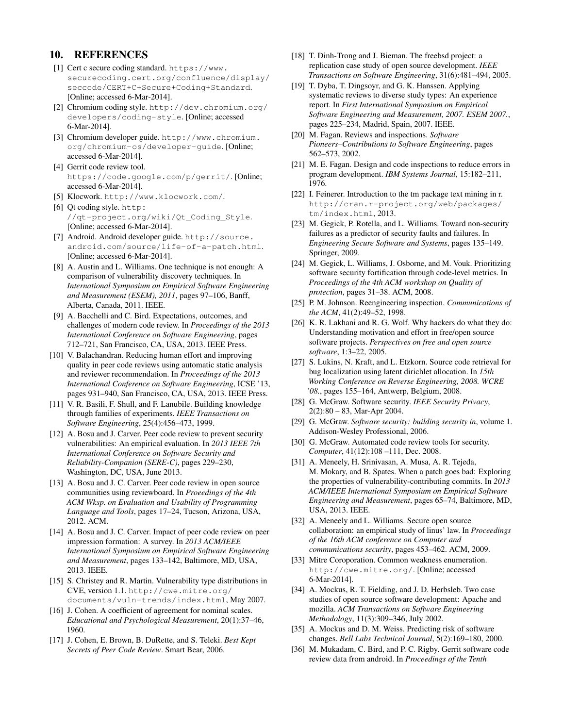## 10. REFERENCES

[1] Cert c secure coding standard. https://www.securecoding.cert.org/confluence/display/seccode/CERT+C+Secure+Coding+Standard. [Online; accessed 6-Mar-2014].

[2] Chromium coding style. http://dev.chromium.org/developers/coding-style. [Online; accessed 6-Mar-2014].

[3] Chromium developer guide. http://www.chromium.org/chromium-os/developer-guide. [Online; accessed 6-Mar-2014].

[4] Gerrit code review tool. https://code.google.com/p/gerrit/. [Online; accessed 6-Mar-2014].

[5] Klocwork. http://www.klocwork.com/.

[6] Qt coding style. http://qt-project.org/wiki/Qt_Coding_Style. [Online; accessed 6-Mar-2014].

[7] Android. Android developer guide. http://source.android.com/source/life-of-a-patch.html. [Online; accessed 6-Mar-2014].

[8] A. Austin and L. Williams. One technique is not enough: A comparison of vulnerability discovery techniques. In *International Symposium on Empirical Software Engineering and Measurement (ESEM), 2011*, pages 97–106, Banff, Alberta, Canada, 2011. IEEE.

[9] A. Bacchelli and C. Bird. Expectations, outcomes, and challenges of modern code review. In *Proceedings of the 2013 International Conference on Software Engineering*, pages 712–721, San Francisco, CA, USA, 2013. IEEE Press.

[10] V. Balachandran. Reducing human effort and improving quality in peer code reviews using automatic static analysis and reviewer recommendation. In *Proceedings of the 2013 International Conference on Software Engineering*, ICSE '13, pages 931–940, San Francisco, CA, USA, 2013. IEEE Press.

[11] V. R. Basili, F. Shull, and F. Lanubile. Building knowledge through families of experiments. *IEEE Transactions on Software Engineering*, 25(4):456–473, 1999.

[12] A. Bosu and J. Carver. Peer code review to prevent security vulnerabilities: An empirical evaluation. In *2013 IEEE 7th International Conference on Software Security and Reliability-Companion (SERE-C)*, pages 229–230, Washington, DC, USA, June 2013.

[13] A. Bosu and J. C. Carver. Peer code review in open source communities using reviewboard. In *Proeedings of the 4th ACM Wksp. on Evaluation and Usability of Programming Language and Tools*, pages 17–24, Tucson, Arizona, USA, 2012. ACM.

[14] A. Bosu and J. C. Carver. Impact of peer code review on peer impression formation: A survey. In *2013 ACM/IEEE International Symposium on Empirical Software Engineering and Measurement*, pages 133–142, Baltimore, MD, USA, 2013. IEEE.

[15] S. Christey and R. Martin. Vulnerability type distributions in CVE, version 1.1. http://cwe.mitre.org/documents/vuln-trends/index.html, May 2007.

[16] J. Cohen. A coefficient of agreement for nominal scales. *Educational and Psychological Measurement*, 20(1):37–46, 1960.

[17] J. Cohen, E. Brown, B. DuRette, and S. Teleki. *Best Kept Secrets of Peer Code Review*. Smart Bear, 2006.

[18] T. Dinh-Trong and J. Bieman. The freebsd project: a replication case study of open source development. *IEEE Transactions on Software Engineering*, 31(6):481–494, 2005.

[19] T. Dyba, T. Dingsoyr, and G. K. Hanssen. Applying systematic reviews to diverse study types: An experience report. In *First International Symposium on Empirical Software Engineering and Measurement, 2007. ESEM 2007.*, pages 225–234, Madrid, Spain, 2007. IEEE.

[20] M. Fagan. Reviews and inspections. *Software Pioneers–Contributions to Software Engineering*, pages 562–573, 2002.

[21] M. E. Fagan. Design and code inspections to reduce errors in program development. *IBM Systems Journal*, 15:182–211, 1976.

[22] I. Feinerer. Introduction to the tm package text mining in r. http://cran.r-project.org/web/packages/tm/index.html, 2013.

[23] M. Gegick, P. Rotella, and L. Williams. Toward non-security failures as a predictor of security faults and failures. In *Engineering Secure Software and Systems*, pages 135–149. Springer, 2009.

[24] M. Gegick, L. Williams, J. Osborne, and M. Vouk. Prioritizing software security fortification through code-level metrics. In *Proceedings of the 4th ACM workshop on Quality of protection*, pages 31–38. ACM, 2008.

[25] P. M. Johnson. Reengineering inspection. *Communications of the ACM*, 41(2):49–52, 1998.

[26] K. R. Lakhani and R. G. Wolf. Why hackers do what they do: Understanding motivation and effort in free/open source software projects. *Perspectives on free and open source software*, 1:3–22, 2005.

[27] S. Lukins, N. Kraft, and L. Etzkorn. Source code retrieval for bug localization using latent dirichlet allocation. In *15th Working Conference on Reverse Engineering, 2008. WCRE '08.*, pages 155–164, Antwerp, Belgium, 2008.

[28] G. McGraw. Software security. *IEEE Security Privacy*, 2(2):80 – 83, Mar-Apr 2004.

[29] G. McGraw. *Software security: building security in*, volume 1. Addison-Wesley Professional, 2006.

[30] G. McGraw. Automated code review tools for security. *Computer*, 41(12):108 –111, Dec. 2008.

[31] A. Meneely, H. Srinivasan, A. Musa, A. R. Tejeda, M. Mokary, and B. Spates. When a patch goes bad: Exploring the properties of vulnerability-contributing commits. In *2013 ACM/IEEE International Symposium on Empirical Software Engineering and Measurement*, pages 65–74, Baltimore, MD, USA, 2013. IEEE.

[32] A. Meneely and L. Williams. Secure open source collaboration: an empirical study of linus' law. In *Proceedings of the 16th ACM conference on Computer and communications security*, pages 453–462. ACM, 2009.

[33] Mitre Coroporation. Common weakness enumeration. http://cwe.mitre.org/. [Online; accessed 6-Mar-2014].

[34] A. Mockus, R. T. Fielding, and J. D. Herbsleb. Two case studies of open source software development: Apache and mozilla. *ACM Transactions on Software Engineering Methodology*, 11(3):309–346, July 2002.

[35] A. Mockus and D. M. Weiss. Predicting risk of software changes. *Bell Labs Technical Journal*, 5(2):169–180, 2000.

[36] M. Mukadam, C. Bird, and P. C. Rigby. Gerrit software code review data from android. In *Proceedings of the Tenth*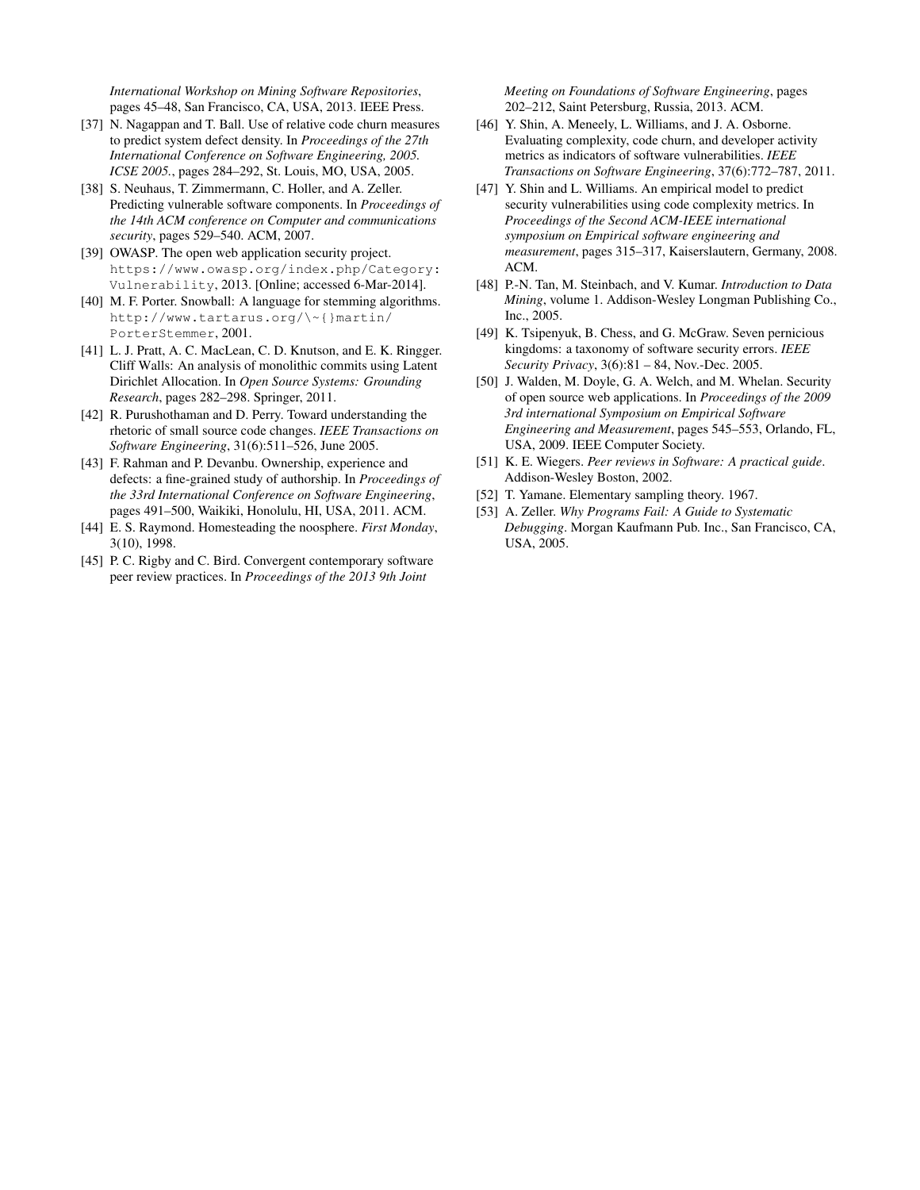*International Workshop on Mining Software Repositories*, pages 45–48, San Francisco, CA, USA, 2013. IEEE Press.

[37] N. Nagappan and T. Ball. Use of relative code churn measures to predict system defect density. In *Proceedings of the 27th International Conference on Software Engineering, 2005. ICSE 2005.*, pages 284–292, St. Louis, MO, USA, 2005.

[38] S. Neuhaus, T. Zimmermann, C. Holler, and A. Zeller. Predicting vulnerable software components. In *Proceedings of the 14th ACM conference on Computer and communications security*, pages 529–540. ACM, 2007.

[39] OWASP. The open web application security project. `https://www.owasp.org/index.php/Category:Vulnerability`, 2013. [Online; accessed 6-Mar-2014].

[40] M. F. Porter. Snowball: A language for stemming algorithms. `http://www.tartarus.org/\~{}martin/PorterStemmer`, 2001.

[41] L. J. Pratt, A. C. MacLean, C. D. Knutson, and E. K. Ringger. Cliff Walls: An analysis of monolithic commits using Latent Dirichlet Allocation. In *Open Source Systems: Grounding Research*, pages 282–298. Springer, 2011.

[42] R. Purushothaman and D. Perry. Toward understanding the rhetoric of small source code changes. *IEEE Transactions on Software Engineering*, 31(6):511–526, June 2005.

[43] F. Rahman and P. Devanbu. Ownership, experience and defects: a fine-grained study of authorship. In *Proceedings of the 33rd International Conference on Software Engineering*, pages 491–500, Waikiki, Honolulu, HI, USA, 2011. ACM.

[44] E. S. Raymond. Homesteading the noosphere. *First Monday*, 3(10), 1998.

[45] P. C. Rigby and C. Bird. Convergent contemporary software peer review practices. In *Proceedings of the 2013 9th Joint Meeting on Foundations of Software Engineering*, pages 202–212, Saint Petersburg, Russia, 2013. ACM.

[46] Y. Shin, A. Meneely, L. Williams, and J. A. Osborne. Evaluating complexity, code churn, and developer activity metrics as indicators of software vulnerabilities. *IEEE Transactions on Software Engineering*, 37(6):772–787, 2011.

[47] Y. Shin and L. Williams. An empirical model to predict security vulnerabilities using code complexity metrics. In *Proceedings of the Second ACM-IEEE international symposium on Empirical software engineering and measurement*, pages 315–317, Kaiserslautern, Germany, 2008. ACM.

[48] P.-N. Tan, M. Steinbach, and V. Kumar. *Introduction to Data Mining*, volume 1. Addison-Wesley Longman Publishing Co., Inc., 2005.

[49] K. Tsipenyuk, B. Chess, and G. McGraw. Seven pernicious kingdoms: a taxonomy of software security errors. *IEEE Security Privacy*, 3(6):81 – 84, Nov.-Dec. 2005.

[50] J. Walden, M. Doyle, G. A. Welch, and M. Whelan. Security of open source web applications. In *Proceedings of the 2009 3rd international Symposium on Empirical Software Engineering and Measurement*, pages 545–553, Orlando, FL, USA, 2009. IEEE Computer Society.

[51] K. E. Wiegers. *Peer reviews in Software: A practical guide*. Addison-Wesley Boston, 2002.

[52] T. Yamane. Elementary sampling theory. 1967.

[53] A. Zeller. *Why Programs Fail: A Guide to Systematic Debugging*. Morgan Kaufmann Pub. Inc., San Francisco, CA, USA, 2005.